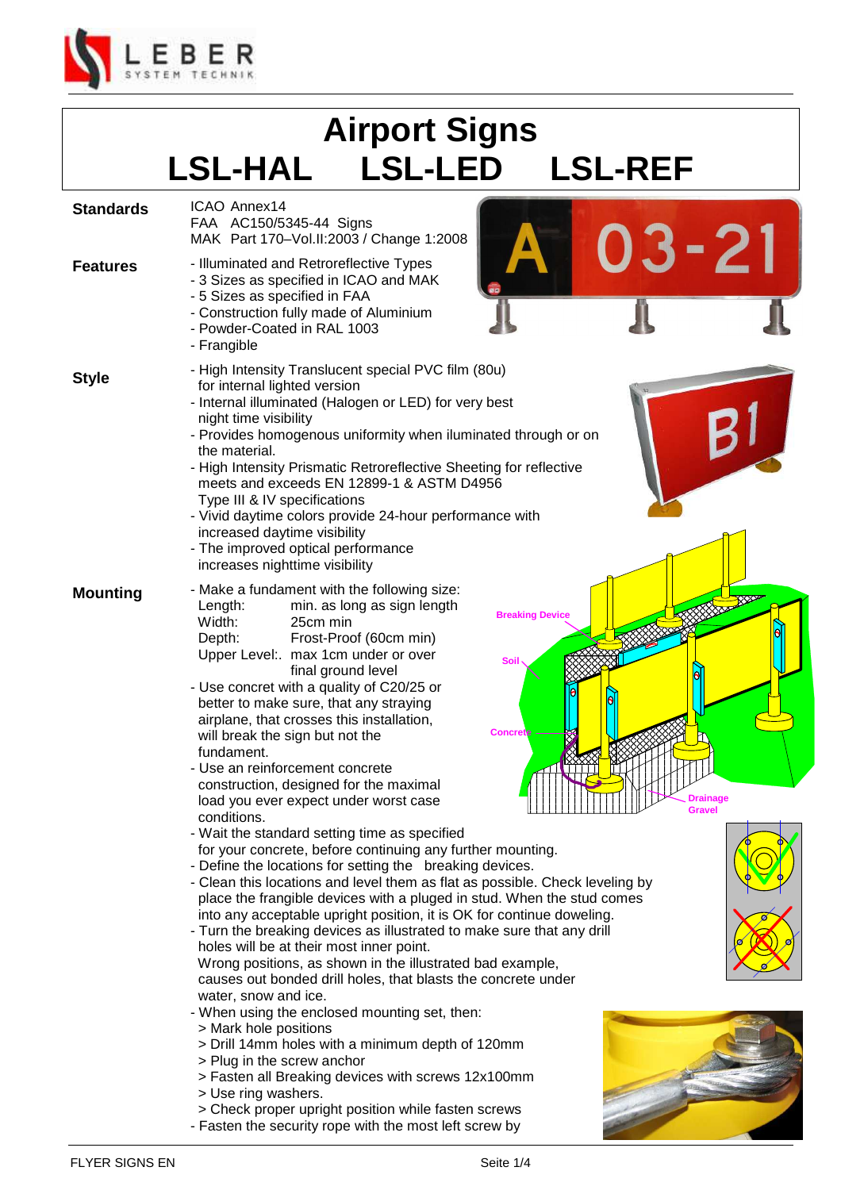# Airport Signs

## LSL-HAL LSL-LED LSL-REF

**Standards**

ICAO Annex14
FAA AC150/5345-44 Signs
MAK Part 170–Vol.II:2003 / Change 1:2008

**Features**

- Illuminated and Retroreflective Types
- 3 Sizes as specified in ICAO and MAK
- 5 Sizes as specified in FAA
- Construction fully made of Aluminium
- Powder-Coated in RAL 1003
- Frangible

**Style**

- High Intensity Translucent special PVC film (80u) for internal lighted version
- Internal illuminated (Halogen or LED) for very best night time visibility
- Provides homogenous uniformity when iluminated through or on the material.
- High Intensity Prismatic Retroreflective Sheeting for reflective meets and exceeds EN 12899-1 & ASTM D4956 Type III & IV specifications
- Vivid daytime colors provide 24-hour performance with increased daytime visibility
- The improved optical performance increases nighttime visibility

**Mounting**

- Make a fundament with the following size:
  Length: min. as long as sign length
  Width: 25cm min
  Depth: Frost-Proof (60cm min)
  Upper Level:. max 1cm under or over final ground level
- Use concret with a quality of C20/25 or better to make sure, that any straying airplane, that crosses this installation, will break the sign but not the fundament.
- Use an reinforcement concrete construction, designed for the maximal load you ever expect under worst case conditions.
- Wait the standard setting time as specified for your concrete, before continuing any further mounting.
- Define the locations for setting the breaking devices.
- Clean this locations and level them as flat as possible. Check leveling by place the frangible devices with a pluged in stud. When the stud comes into any acceptable upright position, it is OK for continue doweling.
- Turn the breaking devices as illustrated to make sure that any drill holes will be at their most inner point.
  Wrong positions, as shown in the illustrated bad example, causes out bonded drill holes, that blasts the concrete under water, snow and ice.
- When using the enclosed mounting set, then:
  > Mark hole positions
  > Drill 14mm holes with a minimum depth of 120mm
  > Plug in the screw anchor
  > Fasten all Breaking devices with screws 12x100mm
  > Use ring washers.
  > Check proper upright position while fasten screws
- Fasten the security rope with the most left screw by

Breaking Device
Soil
Concrete
Drainage Gravel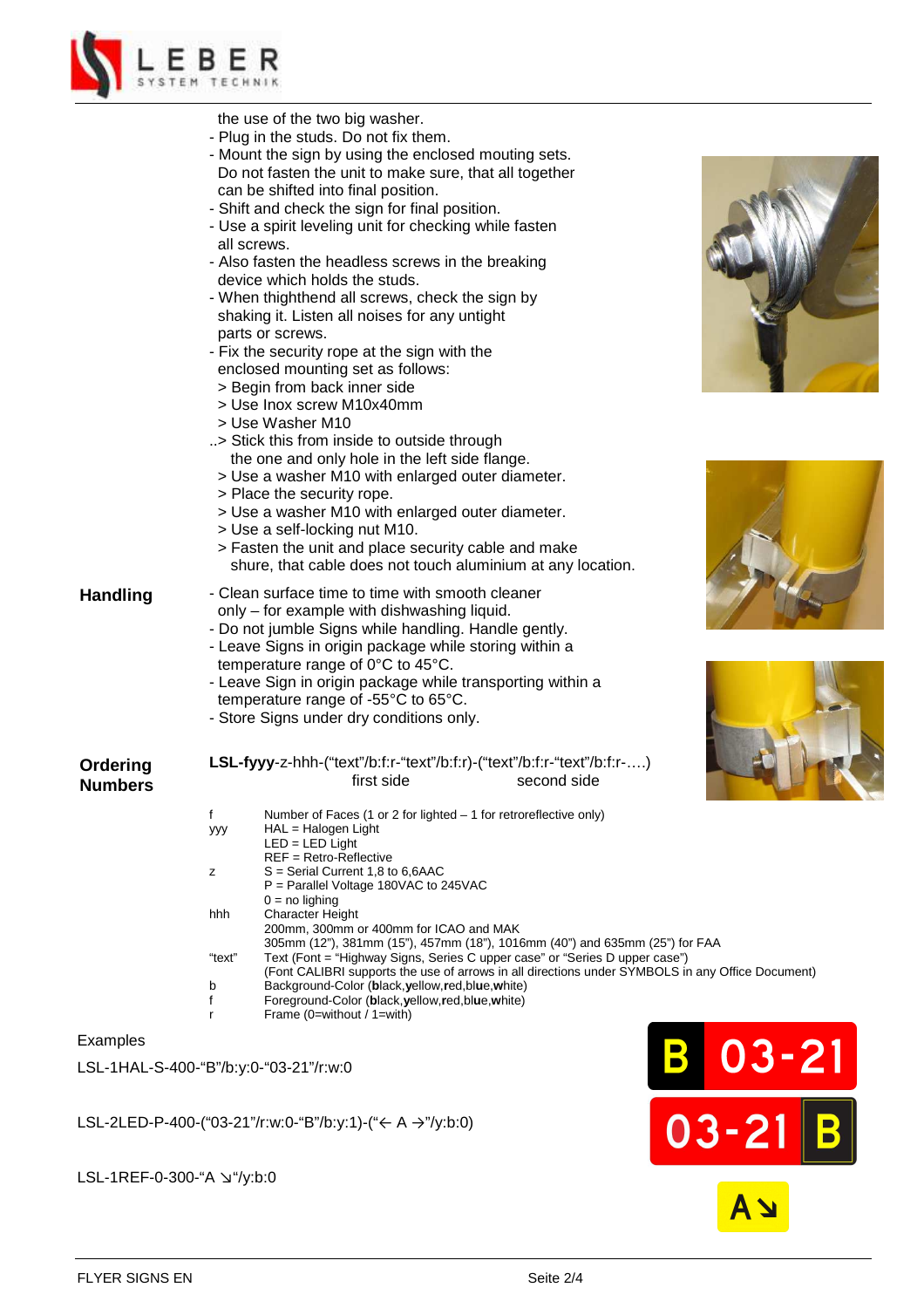the use of the two big washer.
- Plug in the studs. Do not fix them.
- Mount the sign by using the enclosed mouting sets. Do not fasten the unit to make sure, that all together can be shifted into final position.
- Shift and check the sign for final position.
- Use a spirit leveling unit for checking while fasten all screws.
- Also fasten the headless screws in the breaking device which holds the studs.
- When thighthend all screws, check the sign by shaking it. Listen all noises for any untight parts or screws.
- Fix the security rope at the sign with the enclosed mounting set as follows:
  > Begin from back inner side
  > Use Inox screw M10x40mm
  > Use Washer M10
  ..> Stick this from inside to outside through the one and only hole in the left side flange.
  > Use a washer M10 with enlarged outer diameter.
  > Place the security rope.
  > Use a washer M10 with enlarged outer diameter.
  > Use a self-locking nut M10.
  > Fasten the unit and place security cable and make shure, that cable does not touch aluminium at any location.

**Handling**

- Clean surface time to time with smooth cleaner only – for example with dishwashing liquid.
- Do not jumble Signs while handling. Handle gently.
- Leave Signs in origin package while storing within a temperature range of 0°C to 45°C.
- Leave Sign in origin package while transporting within a temperature range of -55°C to 65°C.
- Store Signs under dry conditions only.

**Ordering Numbers**

**LSL-fyyy**-z-hhh-("text"/b:f:r-"text"/b:f:r)-("text"/b:f:r-"text"/b:f:r-….)
first side    second side

| | |
|---|---|
| f | Number of Faces (1 or 2 for lighted – 1 for retroreflective only) |
| yyy | HAL = Halogen Light<br>LED = LED Light<br>REF = Retro-Reflective |
| z | S = Serial Current 1,8 to 6,6AAC<br>P = Parallel Voltage 180VAC to 245VAC<br>0 = no lighing |
| hhh | Character Height<br>200mm, 300mm or 400mm for ICAO and MAK<br>305mm (12"), 381mm (15"), 457mm (18"), 1016mm (40") and 635mm (25") for FAA |
| "text" | Text (Font = "Highway Signs, Series C upper case" or "Series D upper case")<br>(Font CALIBRI supports the use of arrows in all directions under SYMBOLS in any Office Document) |
| b | Background-Color (**b**lack,**y**ellow,**r**ed,bl**u**e,**w**hite) |
| f | Foreground-Color (**b**lack,**y**ellow,**r**ed,bl**u**e,**w**hite) |
| r | Frame (0=without / 1=with) |

Examples

LSL-1HAL-S-400-"B"/b:y:0-"03-21"/r:w:0

B 03-21

LSL-2LED-P-400-("03-21"/r:w:0-"B"/b:y:1)-("← A →"/y:b:0)

03-21 B

LSL-1REF-0-300-"A ↘"/y:b:0

A ↘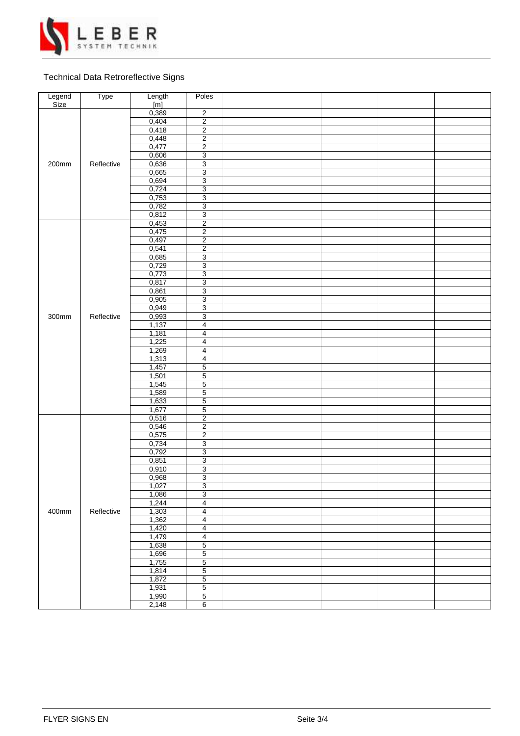Technical Data Retroreflective Signs

| Legend Size | Type | Length [m] | Poles | | | | |
|---|---|---|---|---|---|---|---|
| 200mm | Reflective | 0,389 | 2 | | | | |
| | | 0,404 | 2 | | | | |
| | | 0,418 | 2 | | | | |
| | | 0,448 | 2 | | | | |
| | | 0,477 | 2 | | | | |
| | | 0,606 | 3 | | | | |
| | | 0,636 | 3 | | | | |
| | | 0,665 | 3 | | | | |
| | | 0,694 | 3 | | | | |
| | | 0,724 | 3 | | | | |
| | | 0,753 | 3 | | | | |
| | | 0,782 | 3 | | | | |
| | | 0,812 | 3 | | | | |
| 300mm | Reflective | 0,453 | 2 | | | | |
| | | 0,475 | 2 | | | | |
| | | 0,497 | 2 | | | | |
| | | 0,541 | 2 | | | | |
| | | 0,685 | 3 | | | | |
| | | 0,729 | 3 | | | | |
| | | 0,773 | 3 | | | | |
| | | 0,817 | 3 | | | | |
| | | 0,861 | 3 | | | | |
| | | 0,905 | 3 | | | | |
| | | 0,949 | 3 | | | | |
| | | 0,993 | 3 | | | | |
| | | 1,137 | 4 | | | | |
| | | 1,181 | 4 | | | | |
| | | 1,225 | 4 | | | | |
| | | 1,269 | 4 | | | | |
| | | 1,313 | 4 | | | | |
| | | 1,457 | 5 | | | | |
| | | 1,501 | 5 | | | | |
| | | 1,545 | 5 | | | | |
| | | 1,589 | 5 | | | | |
| | | 1,633 | 5 | | | | |
| | | 1,677 | 5 | | | | |
| 400mm | Reflective | 0,516 | 2 | | | | |
| | | 0,546 | 2 | | | | |
| | | 0,575 | 2 | | | | |
| | | 0,734 | 3 | | | | |
| | | 0,792 | 3 | | | | |
| | | 0,851 | 3 | | | | |
| | | 0,910 | 3 | | | | |
| | | 0,968 | 3 | | | | |
| | | 1,027 | 3 | | | | |
| | | 1,086 | 3 | | | | |
| | | 1,244 | 4 | | | | |
| | | 1,303 | 4 | | | | |
| | | 1,362 | 4 | | | | |
| | | 1,420 | 4 | | | | |
| | | 1,479 | 4 | | | | |
| | | 1,638 | 5 | | | | |
| | | 1,696 | 5 | | | | |
| | | 1,755 | 5 | | | | |
| | | 1,814 | 5 | | | | |
| | | 1,872 | 5 | | | | |
| | | 1,931 | 5 | | | | |
| | | 1,990 | 5 | | | | |
| | | 2,148 | 6 | | | | |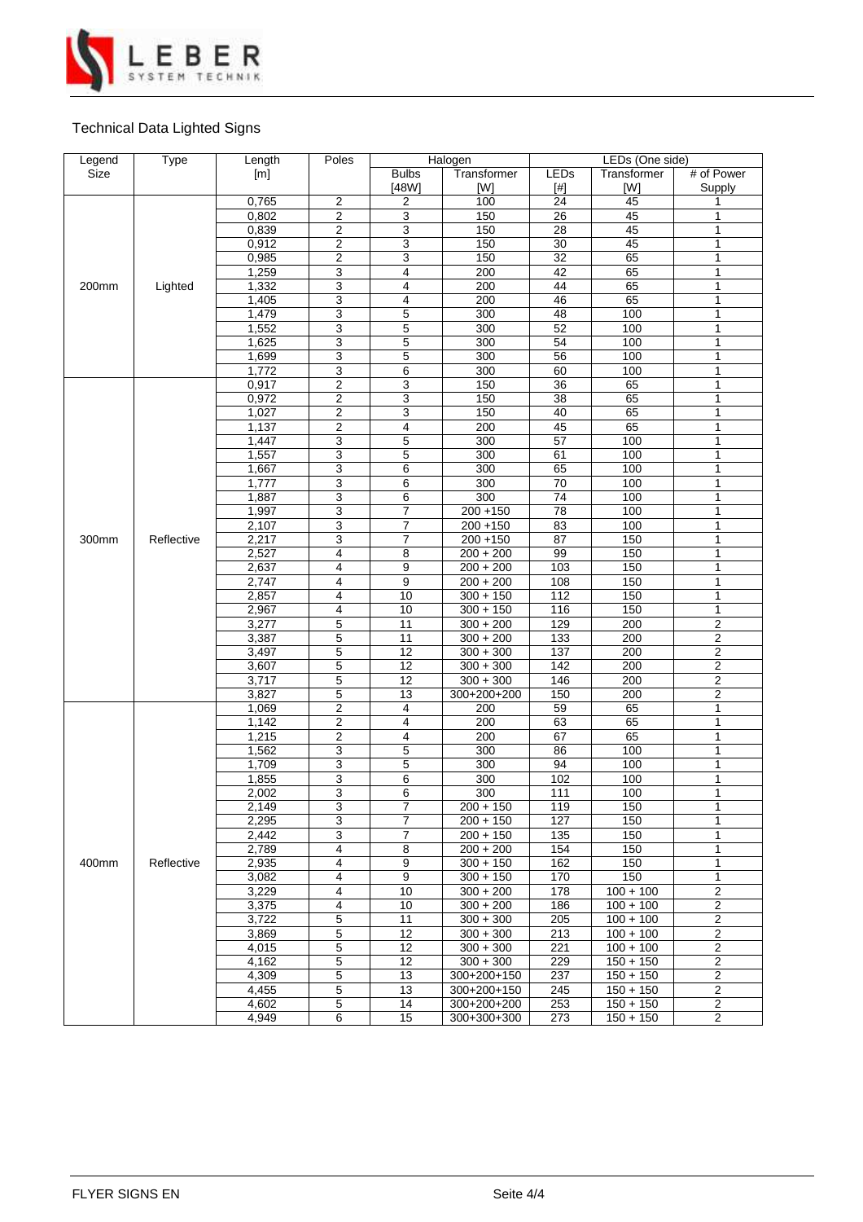LEBER SYSTEM TECHNIK

Technical Data Lighted Signs

| Legend Size | Type | Length [m] | Poles | Halogen | | LEDs (One side) | | |
|---|---|---|---|---|---|---|---|---|
| | | | | Bulbs [48W] | Transformer [W] | LEDs [#] | Transformer [W] | # of Power Supply |
| 200mm | Lighted | 0,765 | 2 | 2 | 100 | 24 | 45 | 1 |
| | | 0,802 | 2 | 3 | 150 | 26 | 45 | 1 |
| | | 0,839 | 2 | 3 | 150 | 28 | 45 | 1 |
| | | 0,912 | 2 | 3 | 150 | 30 | 45 | 1 |
| | | 0,985 | 2 | 3 | 150 | 32 | 65 | 1 |
| | | 1,259 | 3 | 4 | 200 | 42 | 65 | 1 |
| | | 1,332 | 3 | 4 | 200 | 44 | 65 | 1 |
| | | 1,405 | 3 | 4 | 200 | 46 | 65 | 1 |
| | | 1,479 | 3 | 5 | 300 | 48 | 100 | 1 |
| | | 1,552 | 3 | 5 | 300 | 52 | 100 | 1 |
| | | 1,625 | 3 | 5 | 300 | 54 | 100 | 1 |
| | | 1,699 | 3 | 5 | 300 | 56 | 100 | 1 |
| | | 1,772 | 3 | 6 | 300 | 60 | 100 | 1 |
| 300mm | Reflective | 0,917 | 2 | 3 | 150 | 36 | 65 | 1 |
| | | 0,972 | 2 | 3 | 150 | 38 | 65 | 1 |
| | | 1,027 | 2 | 3 | 150 | 40 | 65 | 1 |
| | | 1,137 | 2 | 4 | 200 | 45 | 65 | 1 |
| | | 1,447 | 3 | 5 | 300 | 57 | 100 | 1 |
| | | 1,557 | 3 | 5 | 300 | 61 | 100 | 1 |
| | | 1,667 | 3 | 6 | 300 | 65 | 100 | 1 |
| | | 1,777 | 3 | 6 | 300 | 70 | 100 | 1 |
| | | 1,887 | 3 | 6 | 300 | 74 | 100 | 1 |
| | | 1,997 | 3 | 7 | 200 +150 | 78 | 100 | 1 |
| | | 2,107 | 3 | 7 | 200 +150 | 83 | 100 | 1 |
| | | 2,217 | 3 | 7 | 200 +150 | 87 | 150 | 1 |
| | | 2,527 | 4 | 8 | 200 + 200 | 99 | 150 | 1 |
| | | 2,637 | 4 | 9 | 200 + 200 | 103 | 150 | 1 |
| | | 2,747 | 4 | 9 | 200 + 200 | 108 | 150 | 1 |
| | | 2,857 | 4 | 10 | 300 + 150 | 112 | 150 | 1 |
| | | 2,967 | 4 | 10 | 300 + 150 | 116 | 150 | 1 |
| | | 3,277 | 5 | 11 | 300 + 200 | 129 | 200 | 2 |
| | | 3,387 | 5 | 11 | 300 + 200 | 133 | 200 | 2 |
| | | 3,497 | 5 | 12 | 300 + 300 | 137 | 200 | 2 |
| | | 3,607 | 5 | 12 | 300 + 300 | 142 | 200 | 2 |
| | | 3,717 | 5 | 12 | 300 + 300 | 146 | 200 | 2 |
| | | 3,827 | 5 | 13 | 300+200+200 | 150 | 200 | 2 |
| 400mm | Reflective | 1,069 | 2 | 4 | 200 | 59 | 65 | 1 |
| | | 1,142 | 2 | 4 | 200 | 63 | 65 | 1 |
| | | 1,215 | 2 | 4 | 200 | 67 | 65 | 1 |
| | | 1,562 | 3 | 5 | 300 | 86 | 100 | 1 |
| | | 1,709 | 3 | 5 | 300 | 94 | 100 | 1 |
| | | 1,855 | 3 | 6 | 300 | 102 | 100 | 1 |
| | | 2,002 | 3 | 6 | 300 | 111 | 100 | 1 |
| | | 2,149 | 3 | 7 | 200 + 150 | 119 | 150 | 1 |
| | | 2,295 | 3 | 7 | 200 + 150 | 127 | 150 | 1 |
| | | 2,442 | 3 | 7 | 200 + 150 | 135 | 150 | 1 |
| | | 2,789 | 4 | 8 | 200 + 200 | 154 | 150 | 1 |
| | | 2,935 | 4 | 9 | 300 + 150 | 162 | 150 | 1 |
| | | 3,082 | 4 | 9 | 300 + 150 | 170 | 150 | 1 |
| | | 3,229 | 4 | 10 | 300 + 200 | 178 | 100 + 100 | 2 |
| | | 3,375 | 4 | 10 | 300 + 200 | 186 | 100 + 100 | 2 |
| | | 3,722 | 5 | 11 | 300 + 300 | 205 | 100 + 100 | 2 |
| | | 3,869 | 5 | 12 | 300 + 300 | 213 | 100 + 100 | 2 |
| | | 4,015 | 5 | 12 | 300 + 300 | 221 | 100 + 100 | 2 |
| | | 4,162 | 5 | 12 | 300 + 300 | 229 | 150 + 150 | 2 |
| | | 4,309 | 5 | 13 | 300+200+150 | 237 | 150 + 150 | 2 |
| | | 4,455 | 5 | 13 | 300+200+150 | 245 | 150 + 150 | 2 |
| | | 4,602 | 5 | 14 | 300+200+200 | 253 | 150 + 150 | 2 |
| | | 4,949 | 6 | 15 | 300+300+300 | 273 | 150 + 150 | 2 |